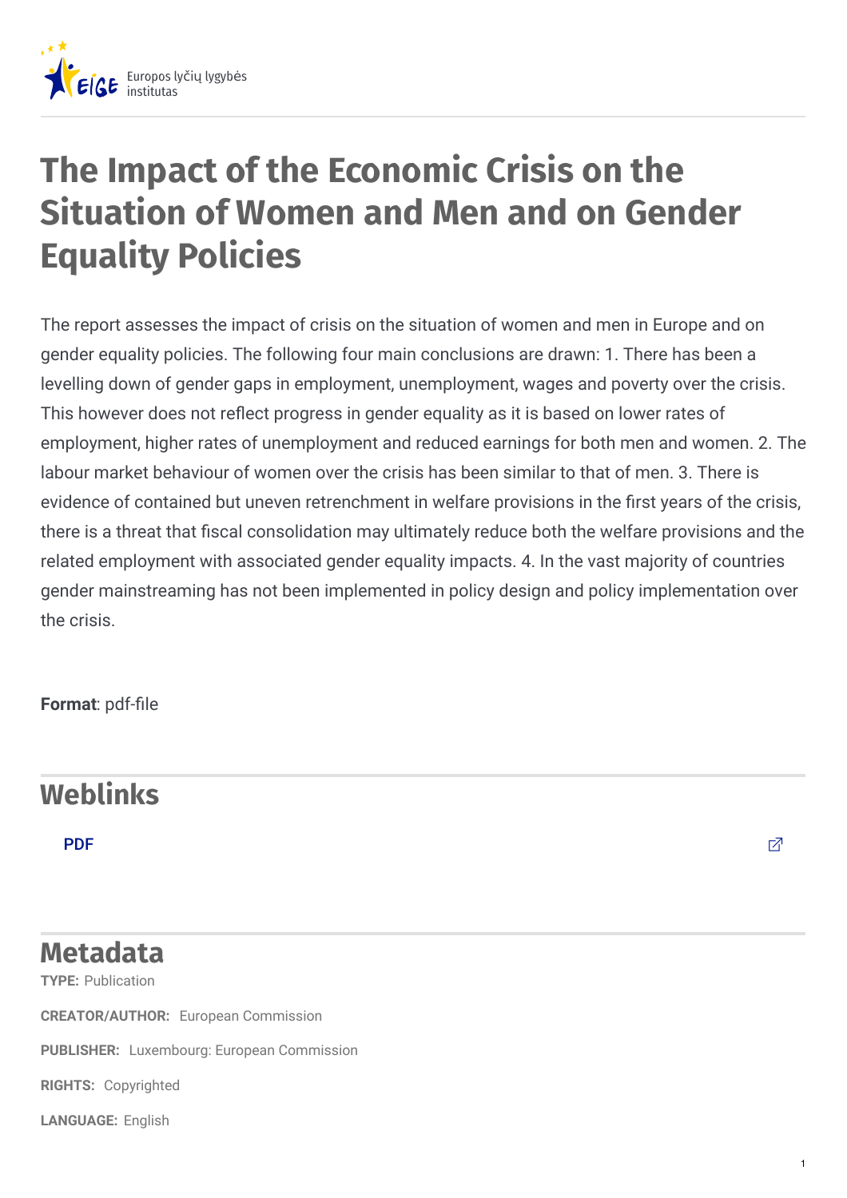Europos lyčių lygybės institutas

# The Impact of the Economic Crisis on the Situation of Women and Men and on Gender Equality Policies

The report assesses the impact of crisis on the situation of women and men in Europe and on gender equality policies. The following four main conclusions are drawn: 1. There has been a levelling down of gender gaps in employment, unemployment, wages and poverty over the crisis. This however does not reflect progress in gender equality as it is based on lower rates of employment, higher rates of unemployment and reduced earnings for both men and women. 2. The labour market behaviour of women over the crisis has been similar to that of men. 3. There is evidence of contained but uneven retrenchment in welfare provisions in the first years of the crisis, there is a threat that fiscal consolidation may ultimately reduce both the welfare provisions and the related employment with associated gender equality impacts. 4. In the vast majority of countries gender mainstreaming has not been implemented in policy design and policy implementation over the crisis.

**Format**: pdf-file

## Weblinks

PDF

## Metadata

**TYPE:** Publication

**CREATOR/AUTHOR:** European Commission

**PUBLISHER:** Luxembourg: European Commission

**RIGHTS:** Copyrighted

**LANGUAGE:** English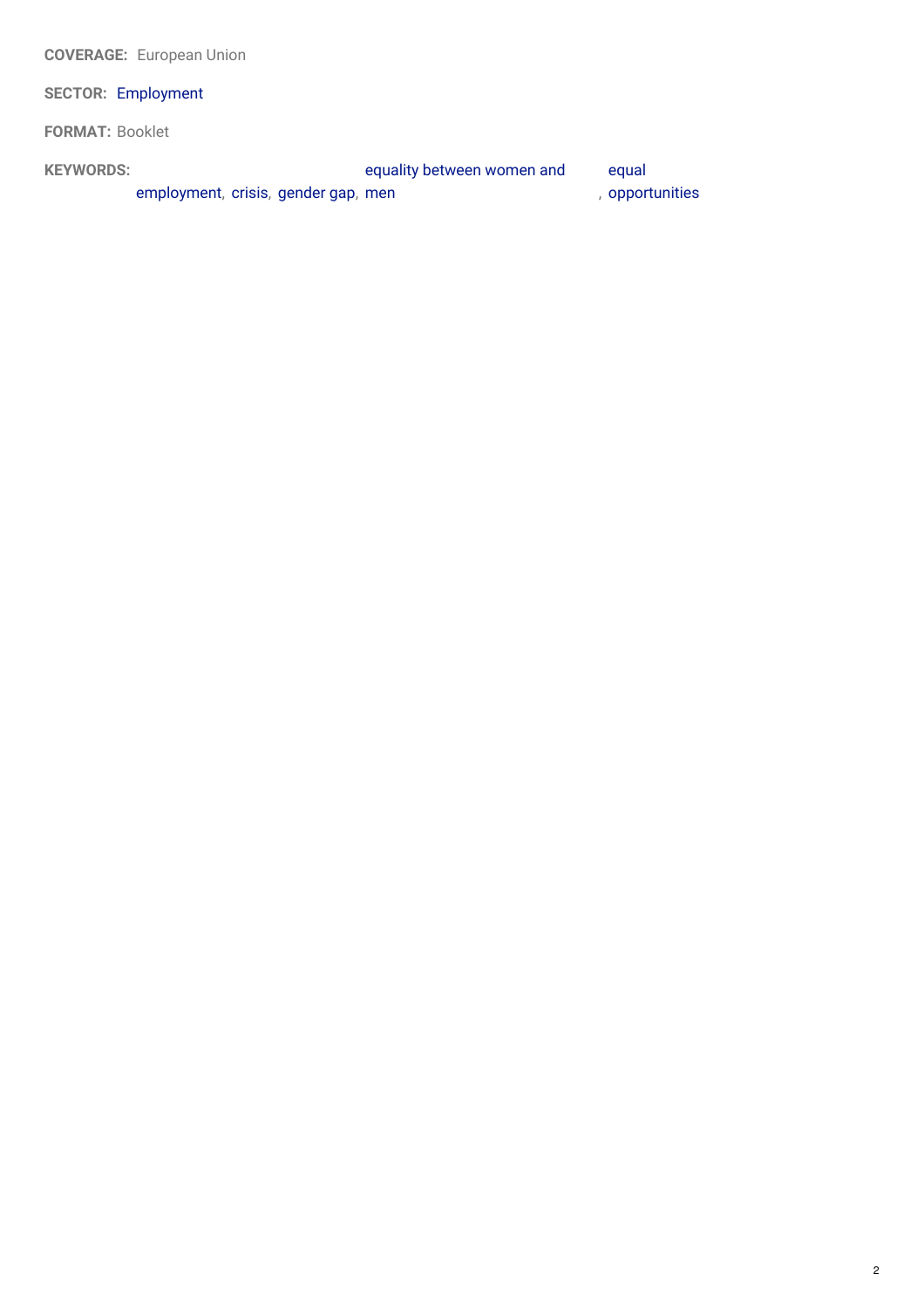**COVERAGE:** European Union

**SECTOR:** Employment

**FORMAT:** Booklet

**KEYWORDS:** employment, crisis, gender gap, equality between women and men, equal opportunities